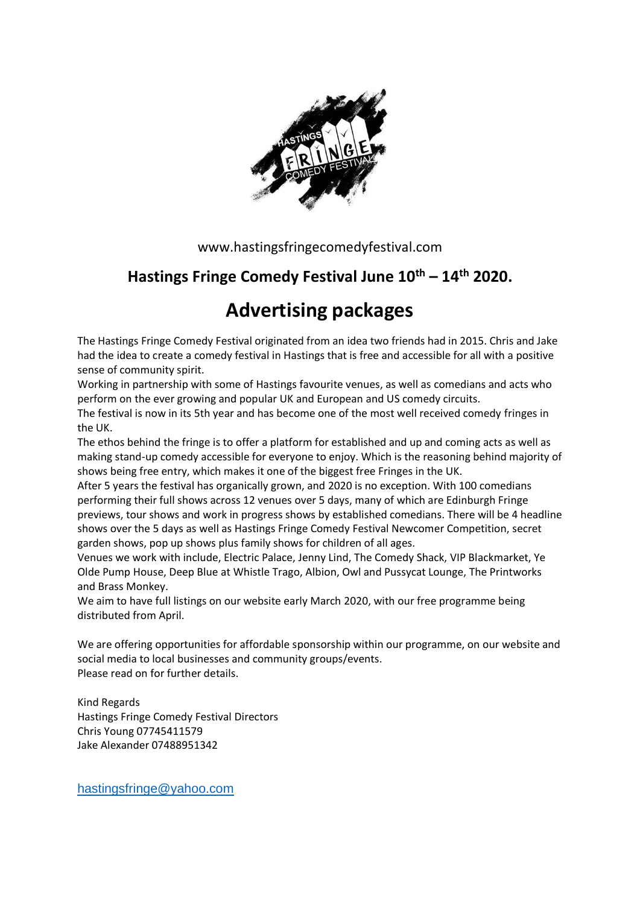www.hastingsfringecomedyfestival.com

## Hastings Fringe Comedy Festival June 10th – 14th 2020.

# Advertising packages

The Hastings Fringe Comedy Festival originated from an idea two friends had in 2015. Chris and Jake had the idea to create a comedy festival in Hastings that is free and accessible for all with a positive sense of community spirit.
Working in partnership with some of Hastings favourite venues, as well as comedians and acts who perform on the ever growing and popular UK and European and US comedy circuits.
The festival is now in its 5th year and has become one of the most well received comedy fringes in the UK.
The ethos behind the fringe is to offer a platform for established and up and coming acts as well as making stand-up comedy accessible for everyone to enjoy. Which is the reasoning behind majority of shows being free entry, which makes it one of the biggest free Fringes in the UK.
After 5 years the festival has organically grown, and 2020 is no exception. With 100 comedians performing their full shows across 12 venues over 5 days, many of which are Edinburgh Fringe previews, tour shows and work in progress shows by established comedians. There will be 4 headline shows over the 5 days as well as Hastings Fringe Comedy Festival Newcomer Competition, secret garden shows, pop up shows plus family shows for children of all ages.
Venues we work with include, Electric Palace, Jenny Lind, The Comedy Shack, VIP Blackmarket, Ye Olde Pump House, Deep Blue at Whistle Trago, Albion, Owl and Pussycat Lounge, The Printworks and Brass Monkey.
We aim to have full listings on our website early March 2020, with our free programme being distributed from April.

We are offering opportunities for affordable sponsorship within our programme, on our website and social media to local businesses and community groups/events.
Please read on for further details.

Kind Regards
Hastings Fringe Comedy Festival Directors
Chris Young 07745411579
Jake Alexander 07488951342

hastingsfringe@yahoo.com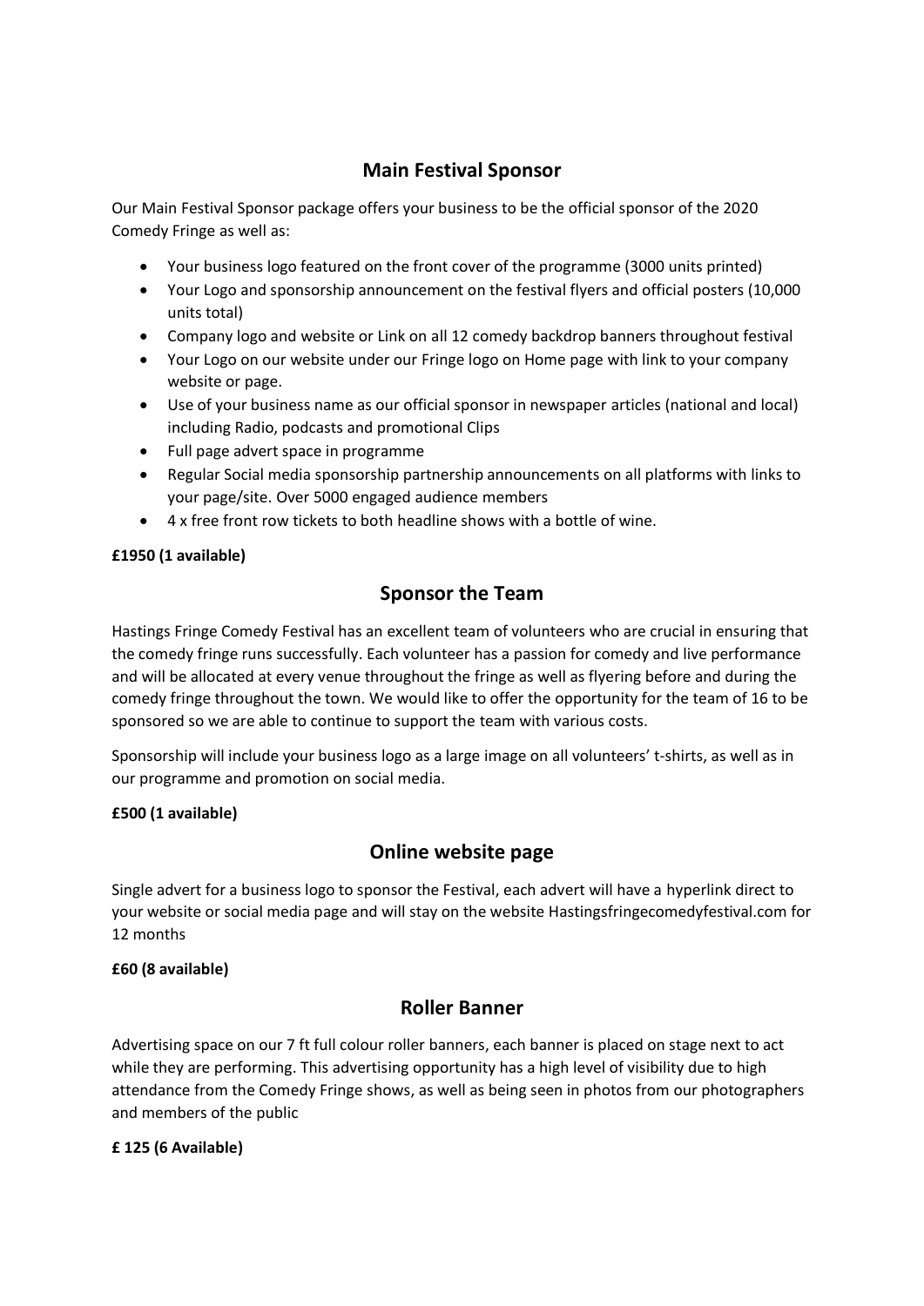## Main Festival Sponsor

Our Main Festival Sponsor package offers your business to be the official sponsor of the 2020 Comedy Fringe as well as:

- Your business logo featured on the front cover of the programme (3000 units printed)
- Your Logo and sponsorship announcement on the festival flyers and official posters (10,000 units total)
- Company logo and website or Link on all 12 comedy backdrop banners throughout festival
- Your Logo on our website under our Fringe logo on Home page with link to your company website or page.
- Use of your business name as our official sponsor in newspaper articles (national and local) including Radio, podcasts and promotional Clips
- Full page advert space in programme
- Regular Social media sponsorship partnership announcements on all platforms with links to your page/site. Over 5000 engaged audience members
- 4 x free front row tickets to both headline shows with a bottle of wine.

**£1950 (1 available)**

## Sponsor the Team

Hastings Fringe Comedy Festival has an excellent team of volunteers who are crucial in ensuring that the comedy fringe runs successfully. Each volunteer has a passion for comedy and live performance and will be allocated at every venue throughout the fringe as well as flyering before and during the comedy fringe throughout the town. We would like to offer the opportunity for the team of 16 to be sponsored so we are able to continue to support the team with various costs.

Sponsorship will include your business logo as a large image on all volunteers' t-shirts, as well as in our programme and promotion on social media.

**£500 (1 available)**

## Online website page

Single advert for a business logo to sponsor the Festival, each advert will have a hyperlink direct to your website or social media page and will stay on the website Hastingsfringecomedyfestival.com for 12 months

**£60 (8 available)**

## Roller Banner

Advertising space on our 7 ft full colour roller banners, each banner is placed on stage next to act while they are performing. This advertising opportunity has a high level of visibility due to high attendance from the Comedy Fringe shows, as well as being seen in photos from our photographers and members of the public

**£ 125 (6 Available)**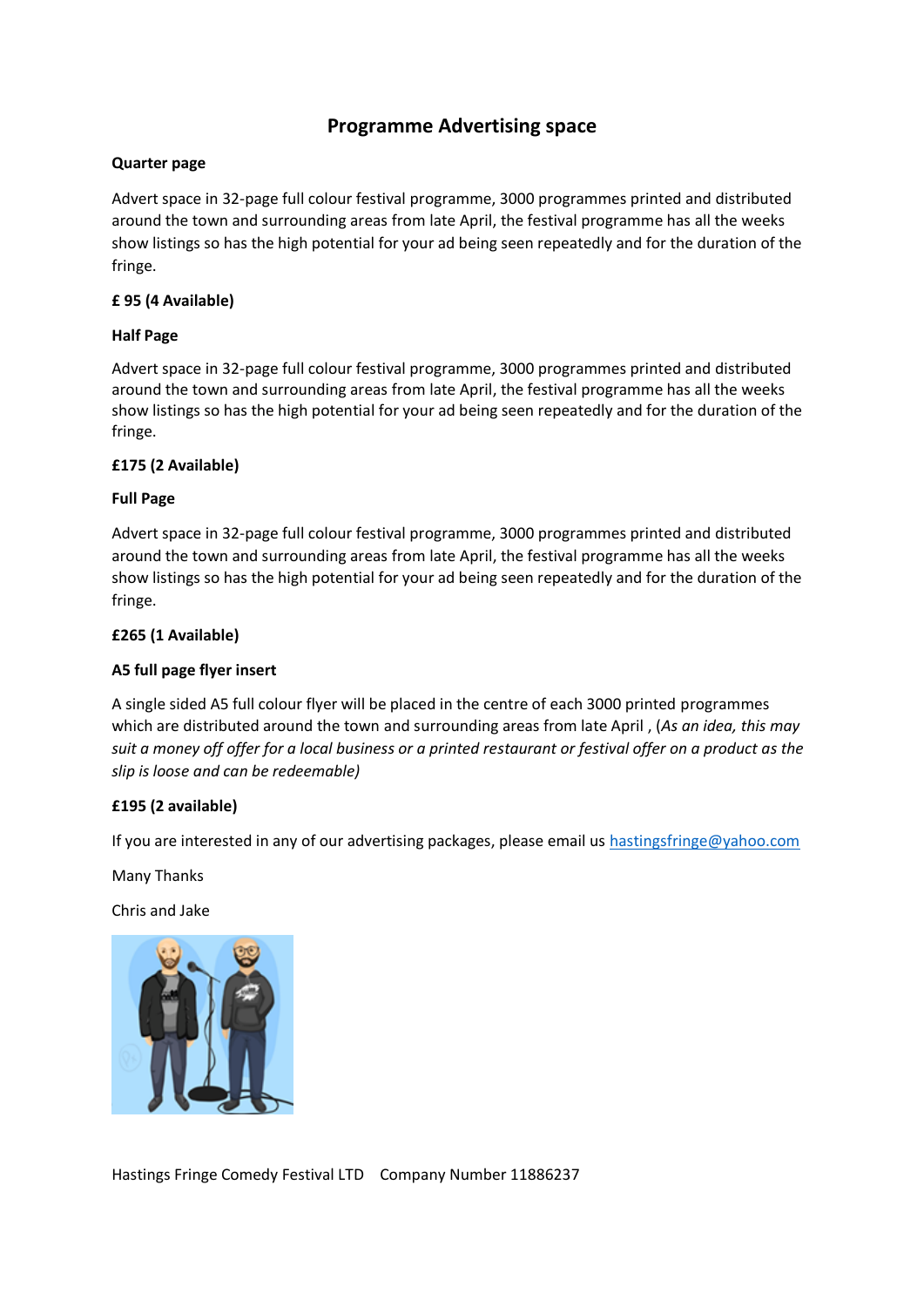# Programme Advertising space

**Quarter page**

Advert space in 32-page full colour festival programme, 3000 programmes printed and distributed around the town and surrounding areas from late April, the festival programme has all the weeks show listings so has the high potential for your ad being seen repeatedly and for the duration of the fringe.

**£ 95 (4 Available)**

**Half Page**

Advert space in 32-page full colour festival programme, 3000 programmes printed and distributed around the town and surrounding areas from late April, the festival programme has all the weeks show listings so has the high potential for your ad being seen repeatedly and for the duration of the fringe.

**£175 (2 Available)**

**Full Page**

Advert space in 32-page full colour festival programme, 3000 programmes printed and distributed around the town and surrounding areas from late April, the festival programme has all the weeks show listings so has the high potential for your ad being seen repeatedly and for the duration of the fringe.

**£265 (1 Available)**

**A5 full page flyer insert**

A single sided A5 full colour flyer will be placed in the centre of each 3000 printed programmes which are distributed around the town and surrounding areas from late April , (*As an idea, this may suit a money off offer for a local business or a printed restaurant or festival offer on a product as the slip is loose and can be redeemable)*

**£195 (2 available)**

If you are interested in any of our advertising packages, please email us hastingsfringe@yahoo.com

Many Thanks

Chris and Jake

Hastings Fringe Comedy Festival LTD    Company Number 11886237